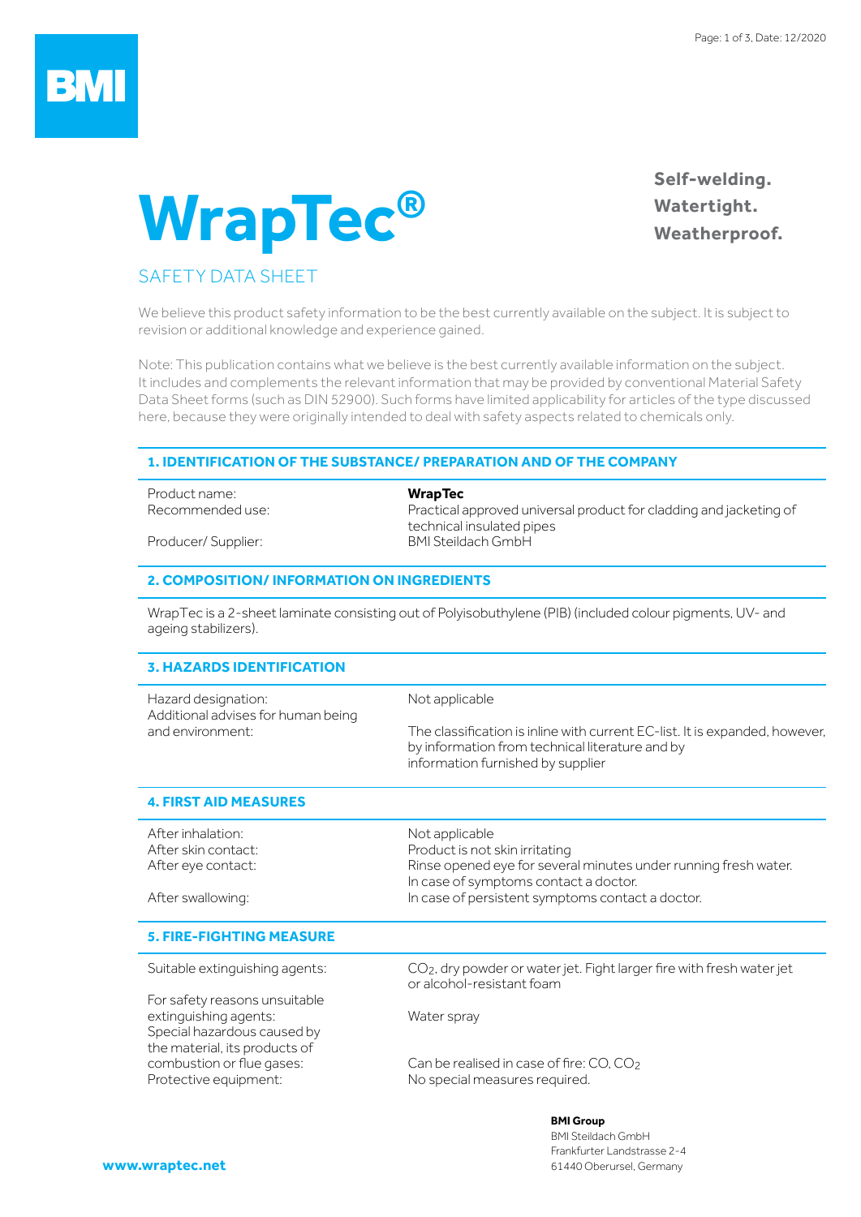# WrapTec®

**Self-welding.**
**Watertight.**
**Weatherproof.**

## SAFETY DATA SHEET

We believe this product safety information to be the best currently available on the subject. It is subject to revision or additional knowledge and experience gained.

Note: This publication contains what we believe is the best currently available information on the subject. It includes and complements the relevant information that may be provided by conventional Material Safety Data Sheet forms (such as DIN 52900). Such forms have limited applicability for articles of the type discussed here, because they were originally intended to deal with safety aspects related to chemicals only.

### 1. IDENTIFICATION OF THE SUBSTANCE/ PREPARATION AND OF THE COMPANY

| | |
|---|---|
| Product name: | **WrapTec** |
| Recommended use: | Practical approved universal product for cladding and jacketing of technical insulated pipes |
| Producer/ Supplier: | BMI Steildach GmbH |

### 2. COMPOSITION/ INFORMATION ON INGREDIENTS

WrapTec is a 2-sheet laminate consisting out of Polyisobuthylene (PIB) (included colour pigments, UV- and ageing stabilizers).

### 3. HAZARDS IDENTIFICATION

| | |
|---|---|
| Hazard designation: | Not applicable |
| Additional advises for human being and environment: | The classification is inline with current EC-list. It is expanded, however, by information from technical literature and by information furnished by supplier |

### 4. FIRST AID MEASURES

| | |
|---|---|
| After inhalation: | Not applicable |
| After skin contact: | Product is not skin irritating |
| After eye contact: | Rinse opened eye for several minutes under running fresh water. In case of symptoms contact a doctor. |
| After swallowing: | In case of persistent symptoms contact a doctor. |

### 5. FIRE-FIGHTING MEASURE

| | |
|---|---|
| Suitable extinguishing agents: | $CO_2$, dry powder or water jet. Fight larger fire with fresh water jet or alcohol-resistant foam |
| For safety reasons unsuitable extinguishing agents: | Water spray |
| Special hazardous caused by the material, its products of combustion or flue gases: | Can be realised in case of fire: CO, $CO_2$ |
| Protective equipment: | No special measures required. |

**BMI Group**
BMI Steildach GmbH
Frankfurter Landstrasse 2-4
61440 Oberursel, Germany

**www.wraptec.net**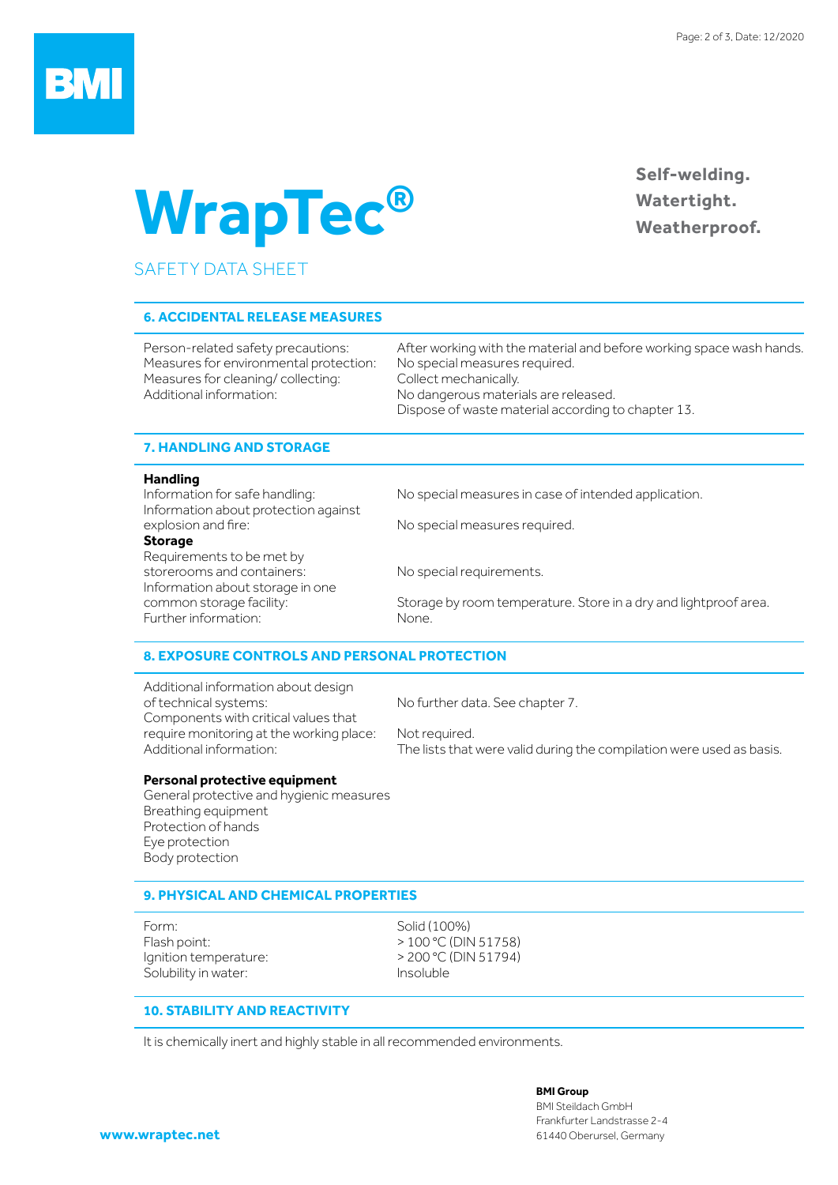# WrapTec®

**Self-welding. Watertight. Weatherproof.**

SAFETY DATA SHEET

## 6. ACCIDENTAL RELEASE MEASURES

| | |
|---|---|
| Person-related safety precautions: | After working with the material and before working space wash hands. |
| Measures for environmental protection: | No special measures required. |
| Measures for cleaning/ collecting: | Collect mechanically. |
| Additional information: | No dangerous materials are released. Dispose of waste material according to chapter 13. |

## 7. HANDLING AND STORAGE

**Handling**

| | |
|---|---|
| Information for safe handling: | No special measures in case of intended application. |
| Information about protection against explosion and fire: | No special measures required. |

**Storage**

| | |
|---|---|
| Requirements to be met by storerooms and containers: | No special requirements. |
| Information about storage in one common storage facility: | Storage by room temperature. Store in a dry and lightproof area. |
| Further information: | None. |

## 8. EXPOSURE CONTROLS AND PERSONAL PROTECTION

| | |
|---|---|
| Additional information about design of technical systems: | No further data. See chapter 7. |
| Components with critical values that require monitoring at the working place: | Not required. |
| Additional information: | The lists that were valid during the compilation were used as basis. |

**Personal protective equipment**

General protective and hygienic measures
Breathing equipment
Protection of hands
Eye protection
Body protection

## 9. PHYSICAL AND CHEMICAL PROPERTIES

| | |
|---|---|
| Form: | Solid (100%) |
| Flash point: | > 100 °C (DIN 51758) |
| Ignition temperature: | > 200 °C (DIN 51794) |
| Solubility in water: | Insoluble |

## 10. STABILITY AND REACTIVITY

It is chemically inert and highly stable in all recommended environments.

**BMI Group**
BMI Steildach GmbH
Frankfurter Landstrasse 2-4
61440 Oberursel, Germany

www.wraptec.net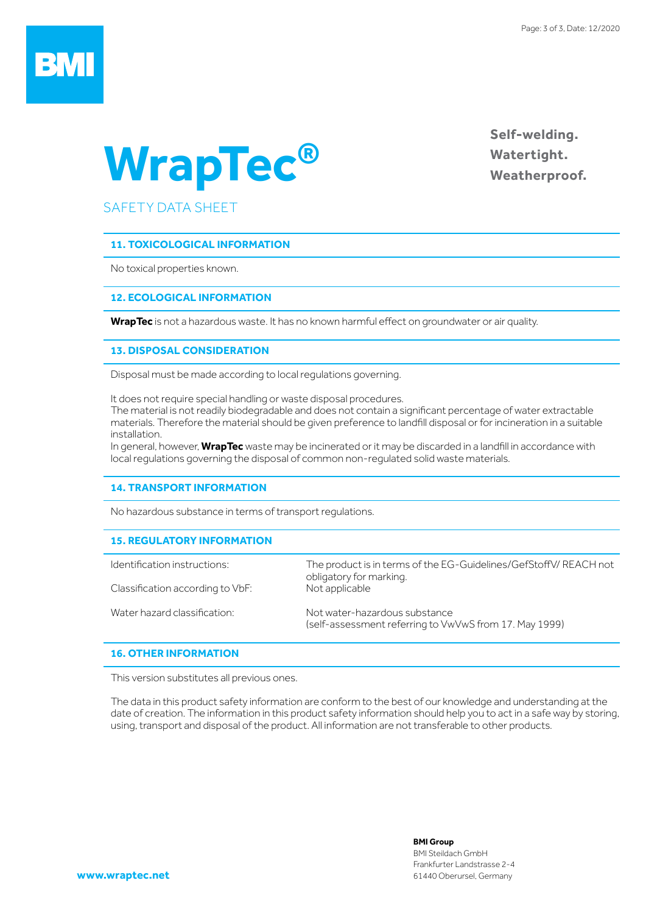# WrapTec®

**Self-welding.**
**Watertight.**
**Weatherproof.**

SAFETY DATA SHEET

## 11. TOXICOLOGICAL INFORMATION

No toxical properties known.

## 12. ECOLOGICAL INFORMATION

**WrapTec** is not a hazardous waste. It has no known harmful effect on groundwater or air quality.

## 13. DISPOSAL CONSIDERATION

Disposal must be made according to local regulations governing.

It does not require special handling or waste disposal procedures.
The material is not readily biodegradable and does not contain a significant percentage of water extractable materials. Therefore the material should be given preference to landfill disposal or for incineration in a suitable installation.
In general, however, **WrapTec** waste may be incinerated or it may be discarded in a landfill in accordance with local regulations governing the disposal of common non-regulated solid waste materials.

## 14. TRANSPORT INFORMATION

No hazardous substance in terms of transport regulations.

## 15. REGULATORY INFORMATION

| | |
|---|---|
| Identification instructions: | The product is in terms of the EG-Guidelines/GefStoffV/ REACH not obligatory for marking. |
| Classification according to VbF: | Not applicable |
| Water hazard classification: | Not water-hazardous substance (self-assessment referring to VwVwS from 17. May 1999) |

## 16. OTHER INFORMATION

This version substitutes all previous ones.

The data in this product safety information are conform to the best of our knowledge and understanding at the date of creation. The information in this product safety information should help you to act in a safe way by storing, using, transport and disposal of the product. All information are not transferable to other products.

www.wraptec.net

**BMI Group**
BMI Steildach GmbH
Frankfurter Landstrasse 2-4
61440 Oberursel, Germany